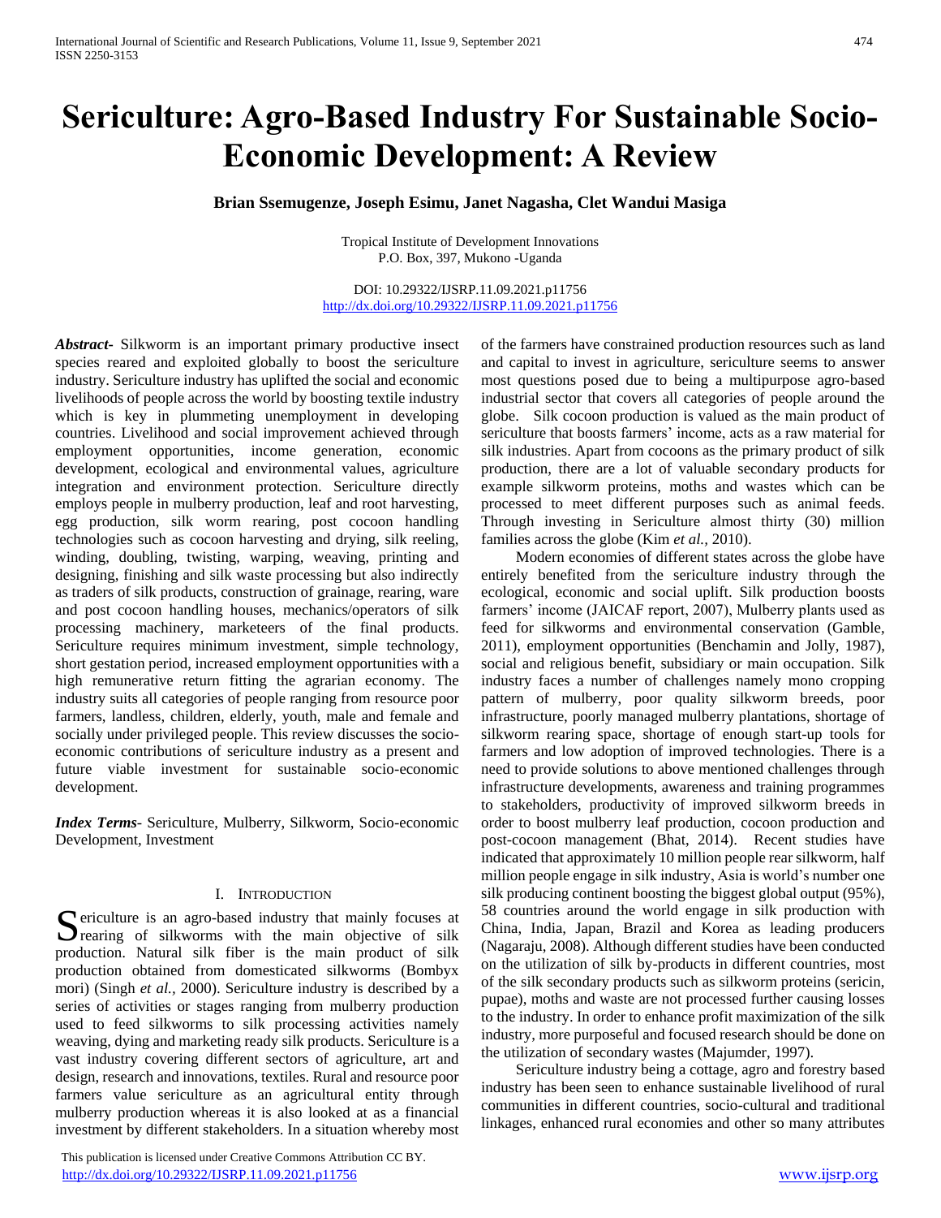# Sericulture: Agro-Based Industry For Sustainable Socio-Economic Development: A Review

**Brian Ssemugenze, Joseph Esimu, Janet Nagasha, Clet Wandui Masiga**

Tropical Institute of Development Innovations
P.O. Box, 397, Mukono -Uganda

DOI: 10.29322/IJSRP.11.09.2021.p11756
http://dx.doi.org/10.29322/IJSRP.11.09.2021.p11756

***Abstract*****-** Silkworm is an important primary productive insect species reared and exploited globally to boost the sericulture industry. Sericulture industry has uplifted the social and economic livelihoods of people across the world by boosting textile industry which is key in plummeting unemployment in developing countries. Livelihood and social improvement achieved through employment opportunities, income generation, economic development, ecological and environmental values, agriculture integration and environment protection. Sericulture directly employs people in mulberry production, leaf and root harvesting, egg production, silk worm rearing, post cocoon handling technologies such as cocoon harvesting and drying, silk reeling, winding, doubling, twisting, warping, weaving, printing and designing, finishing and silk waste processing but also indirectly as traders of silk products, construction of grainage, rearing, ware and post cocoon handling houses, mechanics/operators of silk processing machinery, marketeers of the final products. Sericulture requires minimum investment, simple technology, short gestation period, increased employment opportunities with a high remunerative return fitting the agrarian economy. The industry suits all categories of people ranging from resource poor farmers, landless, children, elderly, youth, male and female and socially under privileged people. This review discusses the socio-economic contributions of sericulture industry as a present and future viable investment for sustainable socio-economic development.

***Index Terms*****-** Sericulture, Mulberry, Silkworm, Socio-economic Development, Investment

## I. Introduction

Sericulture is an agro-based industry that mainly focuses at rearing of silkworms with the main objective of silk production. Natural silk fiber is the main product of silk production obtained from domesticated silkworms (Bombyx mori) (Singh *et al.,* 2000). Sericulture industry is described by a series of activities or stages ranging from mulberry production used to feed silkworms to silk processing activities namely weaving, dying and marketing ready silk products. Sericulture is a vast industry covering different sectors of agriculture, art and design, research and innovations, textiles. Rural and resource poor farmers value sericulture as an agricultural entity through mulberry production whereas it is also looked at as a financial investment by different stakeholders. In a situation whereby most of the farmers have constrained production resources such as land and capital to invest in agriculture, sericulture seems to answer most questions posed due to being a multipurpose agro-based industrial sector that covers all categories of people around the globe. Silk cocoon production is valued as the main product of sericulture that boosts farmers' income, acts as a raw material for silk industries. Apart from cocoons as the primary product of silk production, there are a lot of valuable secondary products for example silkworm proteins, moths and wastes which can be processed to meet different purposes such as animal feeds. Through investing in Sericulture almost thirty (30) million families across the globe (Kim *et al.,* 2010).

Modern economies of different states across the globe have entirely benefited from the sericulture industry through the ecological, economic and social uplift. Silk production boosts farmers' income (JAICAF report, 2007), Mulberry plants used as feed for silkworms and environmental conservation (Gamble, 2011), employment opportunities (Benchamin and Jolly, 1987), social and religious benefit, subsidiary or main occupation. Silk industry faces a number of challenges namely mono cropping pattern of mulberry, poor quality silkworm breeds, poor infrastructure, poorly managed mulberry plantations, shortage of silkworm rearing space, shortage of enough start-up tools for farmers and low adoption of improved technologies. There is a need to provide solutions to above mentioned challenges through infrastructure developments, awareness and training programmes to stakeholders, productivity of improved silkworm breeds in order to boost mulberry leaf production, cocoon production and post-cocoon management (Bhat, 2014). Recent studies have indicated that approximately 10 million people rear silkworm, half million people engage in silk industry, Asia is world's number one silk producing continent boosting the biggest global output (95%), 58 countries around the world engage in silk production with China, India, Japan, Brazil and Korea as leading producers (Nagaraju, 2008). Although different studies have been conducted on the utilization of silk by-products in different countries, most of the silk secondary products such as silkworm proteins (sericin, pupae), moths and waste are not processed further causing losses to the industry. In order to enhance profit maximization of the silk industry, more purposeful and focused research should be done on the utilization of secondary wastes (Majumder, 1997).

Sericulture industry being a cottage, agro and forestry based industry has been seen to enhance sustainable livelihood of rural communities in different countries, socio-cultural and traditional linkages, enhanced rural economies and other so many attributes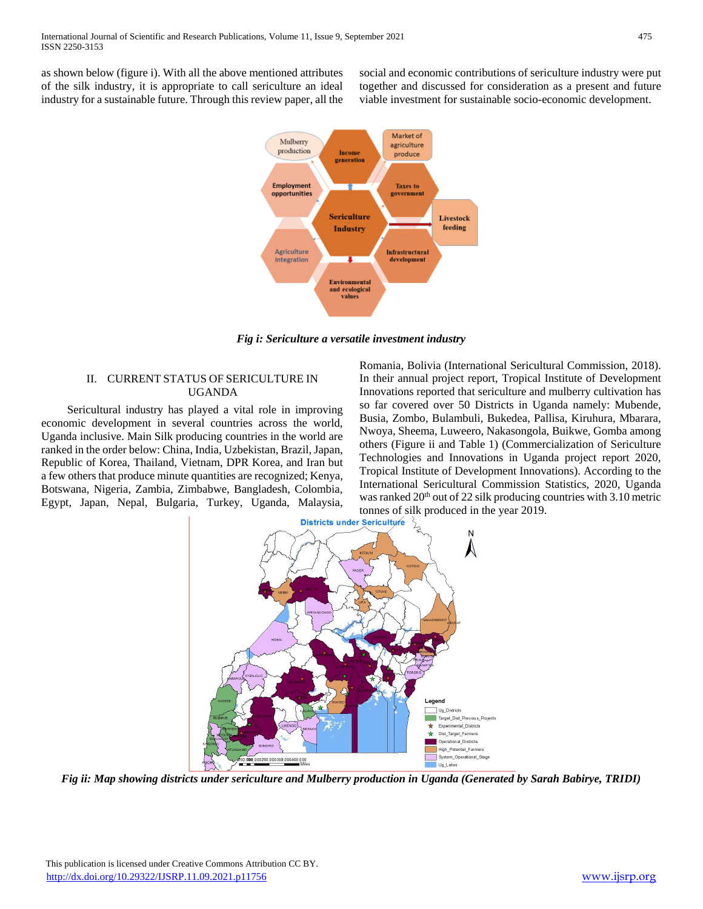as shown below (figure i). With all the above mentioned attributes of the silk industry, it is appropriate to call sericulture an ideal industry for a sustainable future. Through this review paper, all the social and economic contributions of sericulture industry were put together and discussed for consideration as a present and future viable investment for sustainable socio-economic development.

*Fig i: Sericulture a versatile investment industry*

## II. CURRENT STATUS OF SERICULTURE IN UGANDA

Sericultural industry has played a vital role in improving economic development in several countries across the world, Uganda inclusive. Main Silk producing countries in the world are ranked in the order below: China, India, Uzbekistan, Brazil, Japan, Republic of Korea, Thailand, Vietnam, DPR Korea, and Iran but a few others that produce minute quantities are recognized; Kenya, Botswana, Nigeria, Zambia, Zimbabwe, Bangladesh, Colombia, Egypt, Japan, Nepal, Bulgaria, Turkey, Uganda, Malaysia, Romania, Bolivia (International Sericultural Commission, 2018). In their annual project report, Tropical Institute of Development Innovations reported that sericulture and mulberry cultivation has so far covered over 50 Districts in Uganda namely: Mubende, Busia, Zombo, Bulambuli, Bukedea, Pallisa, Kiruhura, Mbarara, Nwoya, Sheema, Luweero, Nakasongola, Buikwe, Gomba among others (Figure ii and Table 1) (Commercialization of Sericulture Technologies and Innovations in Uganda project report 2020, Tropical Institute of Development Innovations). According to the International Sericultural Commission Statistics, 2020, Uganda was ranked 20[th] out of 22 silk producing countries with 3.10 metric tonnes of silk produced in the year 2019.

*Fig ii: Map showing districts under sericulture and Mulberry production in Uganda (Generated by Sarah Babirye, TRIDI)*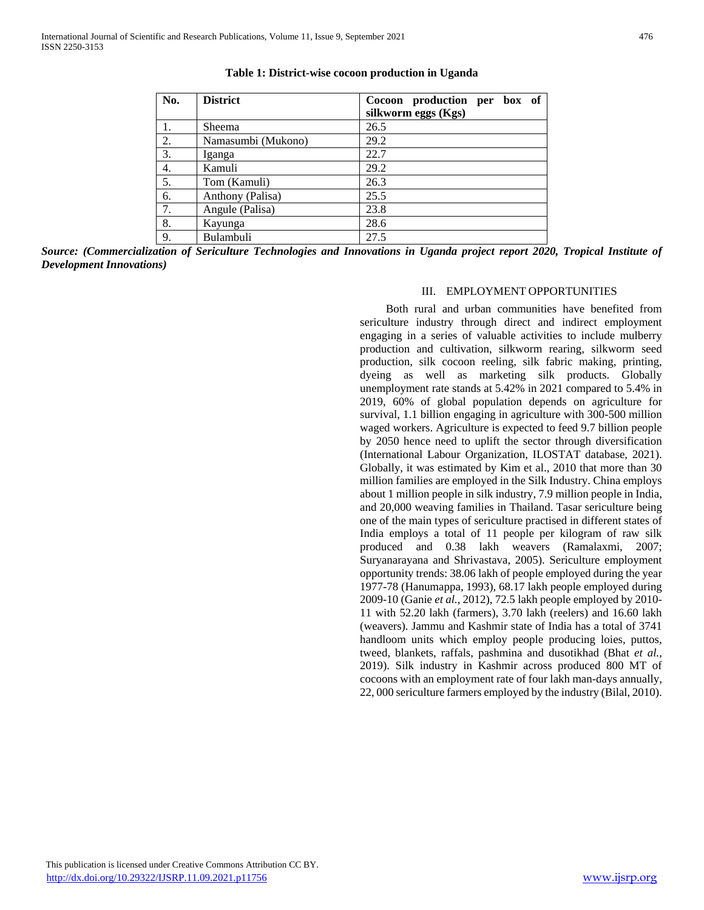**Table 1: District-wise cocoon production in Uganda**

| No. | District | Cocoon production per box of silkworm eggs (Kgs) |
|---|---|---|
| 1. | Sheema | 26.5 |
| 2. | Namasumbi (Mukono) | 29.2 |
| 3. | Iganga | 22.7 |
| 4. | Kamuli | 29.2 |
| 5. | Tom (Kamuli) | 26.3 |
| 6. | Anthony (Palisa) | 25.5 |
| 7. | Angule (Palisa) | 23.8 |
| 8. | Kayunga | 28.6 |
| 9. | Bulambuli | 27.5 |

***Source: (Commercialization of Sericulture Technologies and Innovations in Uganda project report 2020, Tropical Institute of Development Innovations)***

## III. EMPLOYMENT OPPORTUNITIES

Both rural and urban communities have benefited from sericulture industry through direct and indirect employment engaging in a series of valuable activities to include mulberry production and cultivation, silkworm rearing, silkworm seed production, silk cocoon reeling, silk fabric making, printing, dyeing as well as marketing silk products. Globally unemployment rate stands at 5.42% in 2021 compared to 5.4% in 2019, 60% of global population depends on agriculture for survival, 1.1 billion engaging in agriculture with 300-500 million waged workers. Agriculture is expected to feed 9.7 billion people by 2050 hence need to uplift the sector through diversification (International Labour Organization, ILOSTAT database, 2021). Globally, it was estimated by Kim et al., 2010 that more than 30 million families are employed in the Silk Industry. China employs about 1 million people in silk industry, 7.9 million people in India, and 20,000 weaving families in Thailand. Tasar sericulture being one of the main types of sericulture practised in different states of India employs a total of 11 people per kilogram of raw silk produced and 0.38 lakh weavers (Ramalaxmi, 2007; Suryanarayana and Shrivastava, 2005). Sericulture employment opportunity trends: 38.06 lakh of people employed during the year 1977-78 (Hanumappa, 1993), 68.17 lakh people employed during 2009-10 (Ganie *et al.,* 2012), 72.5 lakh people employed by 2010-11 with 52.20 lakh (farmers), 3.70 lakh (reelers) and 16.60 lakh (weavers). Jammu and Kashmir state of India has a total of 3741 handloom units which employ people producing loies, puttos, tweed, blankets, raffals, pashmina and dusotikhad (Bhat *et al.,* 2019). Silk industry in Kashmir across produced 800 MT of cocoons with an employment rate of four lakh man-days annually, 22, 000 sericulture farmers employed by the industry (Bilal, 2010).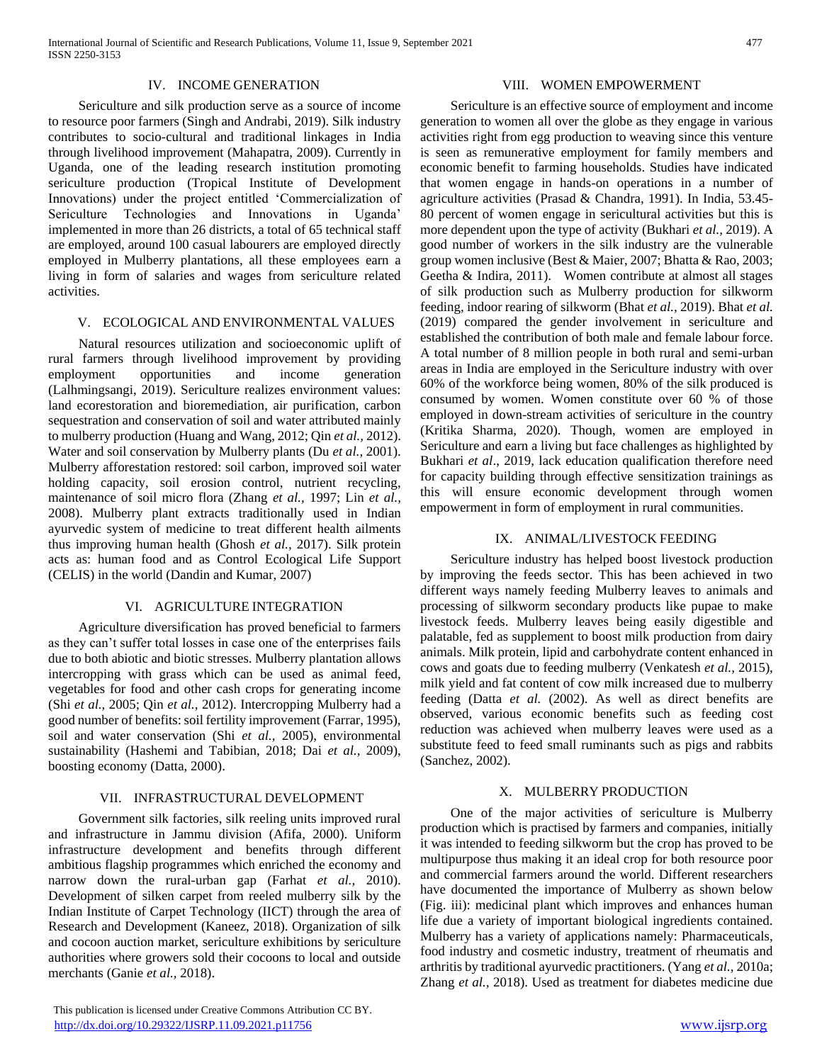## IV. INCOME GENERATION

Sericulture and silk production serve as a source of income to resource poor farmers (Singh and Andrabi, 2019). Silk industry contributes to socio-cultural and traditional linkages in India through livelihood improvement (Mahapatra, 2009). Currently in Uganda, one of the leading research institution promoting sericulture production (Tropical Institute of Development Innovations) under the project entitled 'Commercialization of Sericulture Technologies and Innovations in Uganda' implemented in more than 26 districts, a total of 65 technical staff are employed, around 100 casual labourers are employed directly employed in Mulberry plantations, all these employees earn a living in form of salaries and wages from sericulture related activities.

## V. ECOLOGICAL AND ENVIRONMENTAL VALUES

Natural resources utilization and socioeconomic uplift of rural farmers through livelihood improvement by providing employment opportunities and income generation (Lalhmingsangi, 2019). Sericulture realizes environment values: land ecorestoration and bioremediation, air purification, carbon sequestration and conservation of soil and water attributed mainly to mulberry production (Huang and Wang, 2012; Qin *et al.,* 2012). Water and soil conservation by Mulberry plants (Du *et al.,* 2001). Mulberry afforestation restored: soil carbon, improved soil water holding capacity, soil erosion control, nutrient recycling, maintenance of soil micro flora (Zhang *et al.,* 1997; Lin *et al.,* 2008). Mulberry plant extracts traditionally used in Indian ayurvedic system of medicine to treat different health ailments thus improving human health (Ghosh *et al.,* 2017). Silk protein acts as: human food and as Control Ecological Life Support (CELIS) in the world (Dandin and Kumar, 2007)

## VI. AGRICULTURE INTEGRATION

Agriculture diversification has proved beneficial to farmers as they can't suffer total losses in case one of the enterprises fails due to both abiotic and biotic stresses. Mulberry plantation allows intercropping with grass which can be used as animal feed, vegetables for food and other cash crops for generating income (Shi *et al.,* 2005; Qin *et al.,* 2012). Intercropping Mulberry had a good number of benefits: soil fertility improvement (Farrar, 1995), soil and water conservation (Shi *et al.,* 2005), environmental sustainability (Hashemi and Tabibian, 2018; Dai *et al.,* 2009), boosting economy (Datta, 2000).

## VII. INFRASTRUCTURAL DEVELOPMENT

Government silk factories, silk reeling units improved rural and infrastructure in Jammu division (Afifa, 2000). Uniform infrastructure development and benefits through different ambitious flagship programmes which enriched the economy and narrow down the rural-urban gap (Farhat *et al.,* 2010). Development of silken carpet from reeled mulberry silk by the Indian Institute of Carpet Technology (IICT) through the area of Research and Development (Kaneez, 2018). Organization of silk and cocoon auction market, sericulture exhibitions by sericulture authorities where growers sold their cocoons to local and outside merchants (Ganie *et al.,* 2018).

## VIII. WOMEN EMPOWERMENT

Sericulture is an effective source of employment and income generation to women all over the globe as they engage in various activities right from egg production to weaving since this venture is seen as remunerative employment for family members and economic benefit to farming households. Studies have indicated that women engage in hands-on operations in a number of agriculture activities (Prasad & Chandra, 1991). In India, 53.45-80 percent of women engage in sericultural activities but this is more dependent upon the type of activity (Bukhari *et al.,* 2019). A good number of workers in the silk industry are the vulnerable group women inclusive (Best & Maier, 2007; Bhatta & Rao, 2003; Geetha & Indira, 2011). Women contribute at almost all stages of silk production such as Mulberry production for silkworm feeding, indoor rearing of silkworm (Bhat *et al.,* 2019). Bhat *et al.* (2019) compared the gender involvement in sericulture and established the contribution of both male and female labour force. A total number of 8 million people in both rural and semi-urban areas in India are employed in the Sericulture industry with over 60% of the workforce being women, 80% of the silk produced is consumed by women. Women constitute over 60 % of those employed in down-stream activities of sericulture in the country (Kritika Sharma, 2020). Though, women are employed in Sericulture and earn a living but face challenges as highlighted by Bukhari *et al*., 2019, lack education qualification therefore need for capacity building through effective sensitization trainings as this will ensure economic development through women empowerment in form of employment in rural communities.

## IX. ANIMAL/LIVESTOCK FEEDING

Sericulture industry has helped boost livestock production by improving the feeds sector. This has been achieved in two different ways namely feeding Mulberry leaves to animals and processing of silkworm secondary products like pupae to make livestock feeds. Mulberry leaves being easily digestible and palatable, fed as supplement to boost milk production from dairy animals. Milk protein, lipid and carbohydrate content enhanced in cows and goats due to feeding mulberry (Venkatesh *et al.,* 2015), milk yield and fat content of cow milk increased due to mulberry feeding (Datta *et al.* (2002). As well as direct benefits are observed, various economic benefits such as feeding cost reduction was achieved when mulberry leaves were used as a substitute feed to feed small ruminants such as pigs and rabbits (Sanchez, 2002).

## X. MULBERRY PRODUCTION

One of the major activities of sericulture is Mulberry production which is practised by farmers and companies, initially it was intended to feeding silkworm but the crop has proved to be multipurpose thus making it an ideal crop for both resource poor and commercial farmers around the world. Different researchers have documented the importance of Mulberry as shown below (Fig. iii): medicinal plant which improves and enhances human life due a variety of important biological ingredients contained. Mulberry has a variety of applications namely: Pharmaceuticals, food industry and cosmetic industry, treatment of rheumatis and arthritis by traditional ayurvedic practitioners. (Yang *et al.,* 2010a; Zhang *et al.,* 2018). Used as treatment for diabetes medicine due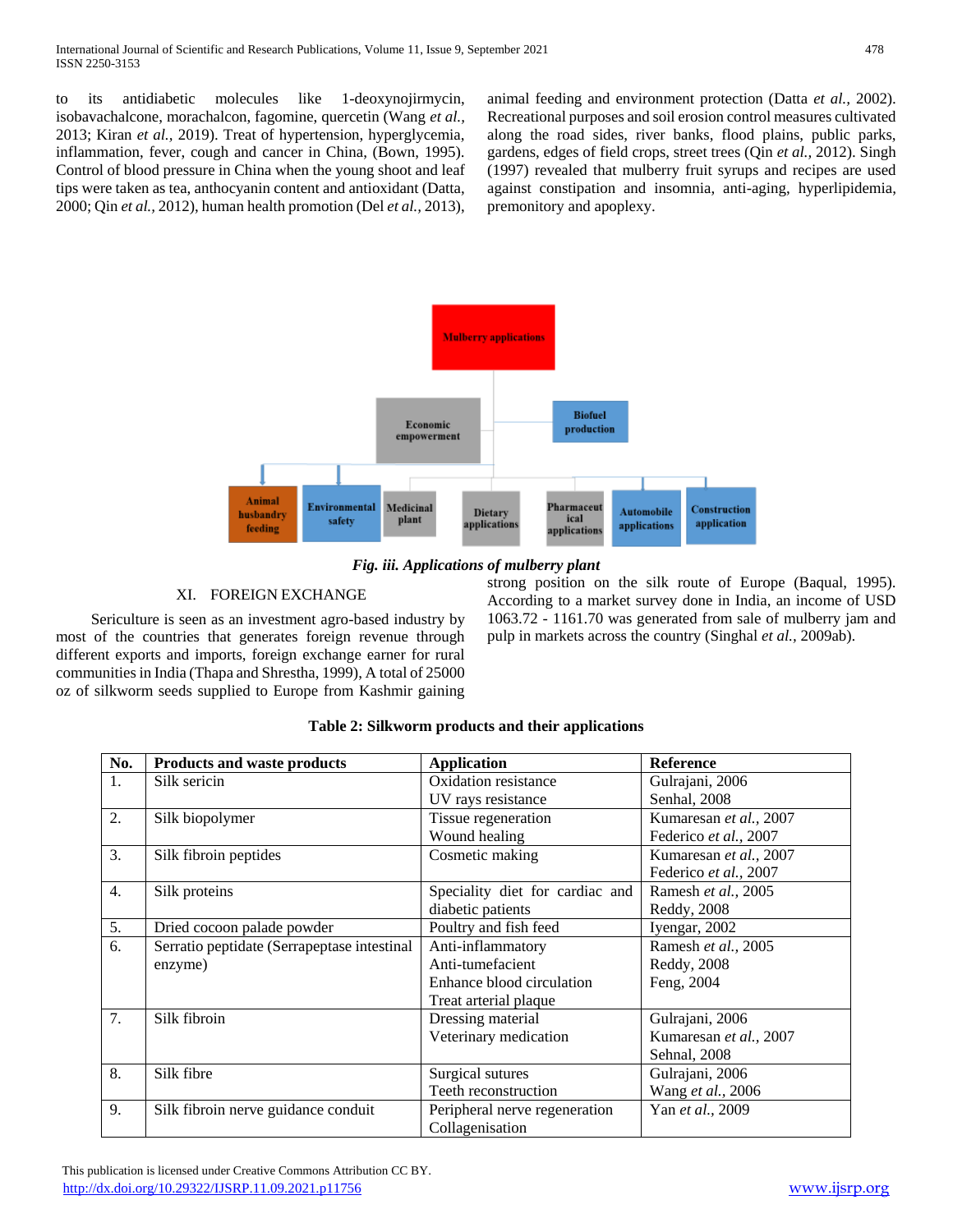to its antidiabetic molecules like 1-deoxynojirmycin, isobavachalcone, morachalcon, fagomine, quercetin (Wang *et al.,* 2013; Kiran *et al.,* 2019). Treat of hypertension, hyperglycemia, inflammation, fever, cough and cancer in China, (Bown, 1995). Control of blood pressure in China when the young shoot and leaf tips were taken as tea, anthocyanin content and antioxidant (Datta, 2000; Qin *et al.,* 2012), human health promotion (Del *et al.,* 2013), animal feeding and environment protection (Datta *et al.,* 2002). Recreational purposes and soil erosion control measures cultivated along the road sides, river banks, flood plains, public parks, gardens, edges of field crops, street trees (Qin *et al.,* 2012). Singh (1997) revealed that mulberry fruit syrups and recipes are used against constipation and insomnia, anti-aging, hyperlipidemia, premonitory and apoplexy.

Mulberry applications

Economic empowerment

Biofuel production

Animal husbandry feeding | Environmental safety | Medicinal plant | Dietary applications | Pharmaceutical applications | Automobile applications | Construction application

***Fig. iii. Applications of mulberry plant***

## XI. FOREIGN EXCHANGE

Sericulture is seen as an investment agro-based industry by most of the countries that generates foreign revenue through different exports and imports, foreign exchange earner for rural communities in India (Thapa and Shrestha, 1999), A total of 25000 oz of silkworm seeds supplied to Europe from Kashmir gaining strong position on the silk route of Europe (Baqual, 1995). According to a market survey done in India, an income of USD 1063.72 - 1161.70 was generated from sale of mulberry jam and pulp in markets across the country (Singhal *et al.,* 2009ab).

**Table 2: Silkworm products and their applications**

| No. | Products and waste products | Application | Reference |
|---|---|---|---|
| 1. | Silk sericin | Oxidation resistance<br>UV rays resistance | Gulrajani, 2006<br>Senhal, 2008 |
| 2. | Silk biopolymer | Tissue regeneration<br>Wound healing | Kumaresan *et al.,* 2007<br>Federico *et al.,* 2007 |
| 3. | Silk fibroin peptides | Cosmetic making | Kumaresan *et al.,* 2007<br>Federico *et al.,* 2007 |
| 4. | Silk proteins | Speciality diet for cardiac and diabetic patients | Ramesh *et al.,* 2005<br>Reddy, 2008 |
| 5. | Dried cocoon palade powder | Poultry and fish feed | Iyengar, 2002 |
| 6. | Serratio peptidate (Serrapeptase intestinal enzyme) | Anti-inflammatory<br>Anti-tumefacient<br>Enhance blood circulation<br>Treat arterial plaque | Ramesh *et al.,* 2005<br>Reddy, 2008<br>Feng, 2004 |
| 7. | Silk fibroin | Dressing material<br>Veterinary medication | Gulrajani, 2006<br>Kumaresan *et al.,* 2007<br>Sehnal, 2008 |
| 8. | Silk fibre | Surgical sutures<br>Teeth reconstruction | Gulrajani, 2006<br>Wang *et al.,* 2006 |
| 9. | Silk fibroin nerve guidance conduit | Peripheral nerve regeneration<br>Collagenisation | Yan *et al.,* 2009 |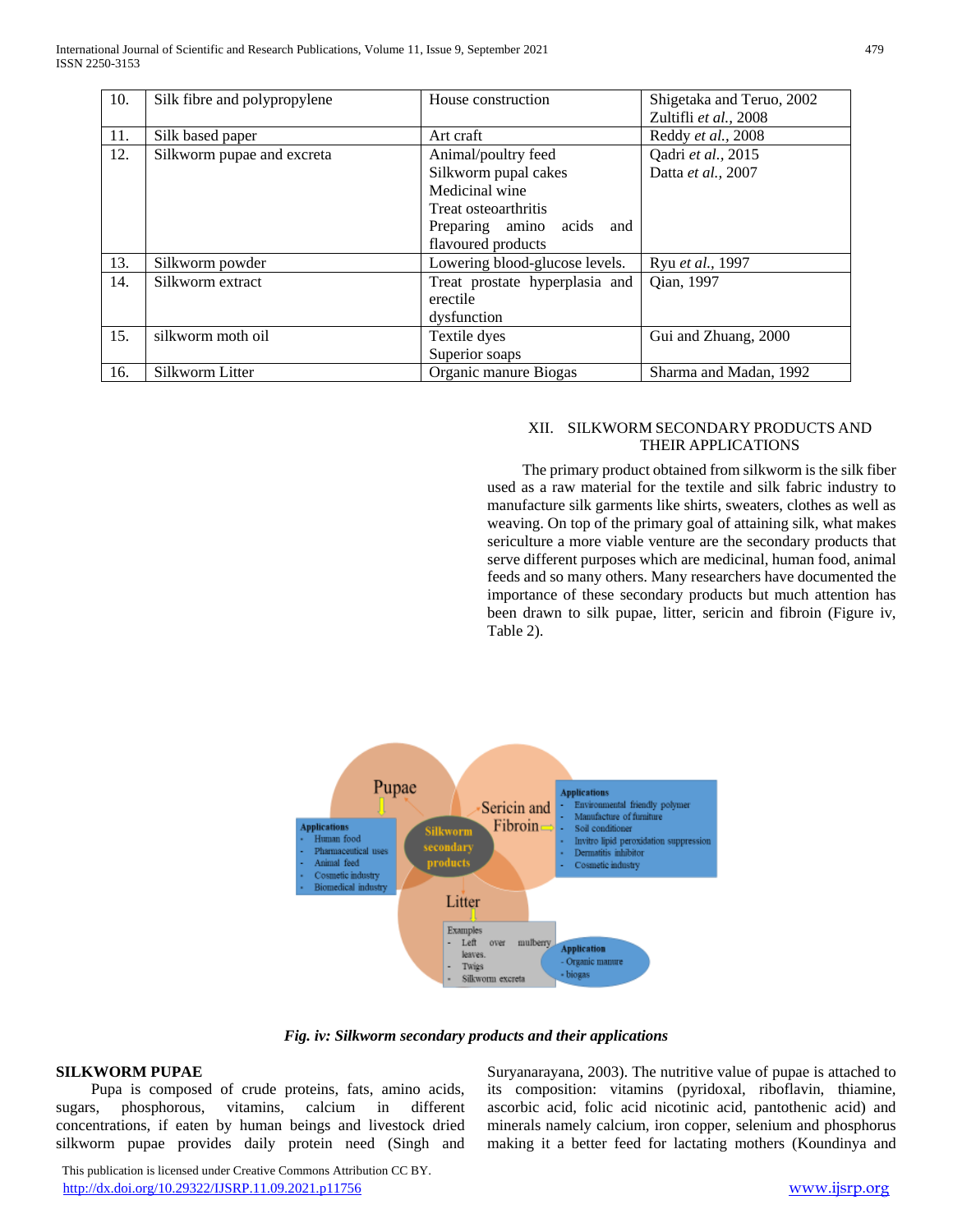| 10. | Silk fibre and polypropylene | House construction | Shigetaka and Teruo, 2002<br>Zultifli *et al.*, 2008 |
|---|---|---|---|
| 11. | Silk based paper | Art craft | Reddy *et al.*, 2008 |
| 12. | Silkworm pupae and excreta | Animal/poultry feed<br>Silkworm pupal cakes<br>Medicinal wine<br>Treat osteoarthritis<br>Preparing amino acids and flavoured products | Qadri *et al.*, 2015<br>Datta *et al.*, 2007 |
| 13. | Silkworm powder | Lowering blood-glucose levels. | Ryu *et al.*, 1997 |
| 14. | Silkworm extract | Treat prostate hyperplasia and erectile dysfunction | Qian, 1997 |
| 15. | silkworm moth oil | Textile dyes<br>Superior soaps | Gui and Zhuang, 2000 |
| 16. | Silkworm Litter | Organic manure Biogas | Sharma and Madan, 1992 |

## XII. SILKWORM SECONDARY PRODUCTS AND THEIR APPLICATIONS

The primary product obtained from silkworm is the silk fiber used as a raw material for the textile and silk fabric industry to manufacture silk garments like shirts, sweaters, clothes as well as weaving. On top of the primary goal of attaining silk, what makes sericulture a more viable venture are the secondary products that serve different purposes which are medicinal, human food, animal feeds and so many others. Many researchers have documented the importance of these secondary products but much attention has been drawn to silk pupae, litter, sericin and fibroin (Figure iv, Table 2).

*Fig. iv: Silkworm secondary products and their applications*

**SILKWORM PUPAE**

Pupa is composed of crude proteins, fats, amino acids, sugars, phosphorous, vitamins, calcium in different concentrations, if eaten by human beings and livestock dried silkworm pupae provides daily protein need (Singh and Suryanarayana, 2003). The nutritive value of pupae is attached to its composition: vitamins (pyridoxal, riboflavin, thiamine, ascorbic acid, folic acid nicotinic acid, pantothenic acid) and minerals namely calcium, iron copper, selenium and phosphorus making it a better feed for lactating mothers (Koundinya and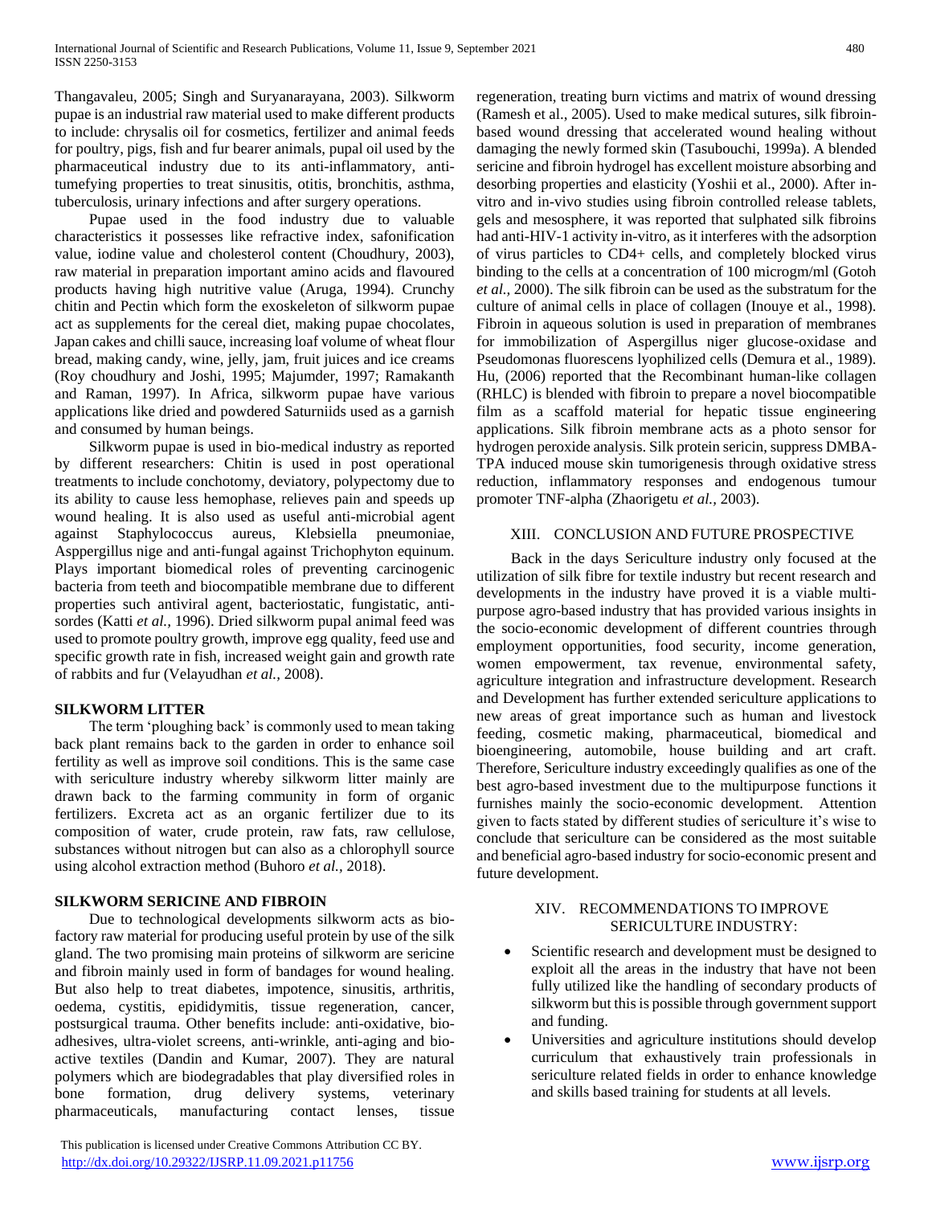Thangavaleu, 2005; Singh and Suryanarayana, 2003). Silkworm pupae is an industrial raw material used to make different products to include: chrysalis oil for cosmetics, fertilizer and animal feeds for poultry, pigs, fish and fur bearer animals, pupal oil used by the pharmaceutical industry due to its anti-inflammatory, anti-tumefying properties to treat sinusitis, otitis, bronchitis, asthma, tuberculosis, urinary infections and after surgery operations.

Pupae used in the food industry due to valuable characteristics it possesses like refractive index, safonification value, iodine value and cholesterol content (Choudhury, 2003), raw material in preparation important amino acids and flavoured products having high nutritive value (Aruga, 1994). Crunchy chitin and Pectin which form the exoskeleton of silkworm pupae act as supplements for the cereal diet, making pupae chocolates, Japan cakes and chilli sauce, increasing loaf volume of wheat flour bread, making candy, wine, jelly, jam, fruit juices and ice creams (Roy choudhury and Joshi, 1995; Majumder, 1997; Ramakanth and Raman, 1997). In Africa, silkworm pupae have various applications like dried and powdered Saturniids used as a garnish and consumed by human beings.

Silkworm pupae is used in bio-medical industry as reported by different researchers: Chitin is used in post operational treatments to include conchotomy, deviatory, polypectomy due to its ability to cause less hemophase, relieves pain and speeds up wound healing. It is also used as useful anti-microbial agent against Staphylococcus aureus, Klebsiella pneumoniae, Asppergillus nige and anti-fungal against Trichophyton equinum. Plays important biomedical roles of preventing carcinogenic bacteria from teeth and biocompatible membrane due to different properties such antiviral agent, bacteriostatic, fungistatic, anti-sordes (Katti *et al.,* 1996). Dried silkworm pupal animal feed was used to promote poultry growth, improve egg quality, feed use and specific growth rate in fish, increased weight gain and growth rate of rabbits and fur (Velayudhan *et al.,* 2008).

**SILKWORM LITTER**

The term 'ploughing back' is commonly used to mean taking back plant remains back to the garden in order to enhance soil fertility as well as improve soil conditions. This is the same case with sericulture industry whereby silkworm litter mainly are drawn back to the farming community in form of organic fertilizers. Excreta act as an organic fertilizer due to its composition of water, crude protein, raw fats, raw cellulose, substances without nitrogen but can also as a chlorophyll source using alcohol extraction method (Buhoro *et al.,* 2018).

**SILKWORM SERICINE AND FIBROIN**

Due to technological developments silkworm acts as bio-factory raw material for producing useful protein by use of the silk gland. The two promising main proteins of silkworm are sericine and fibroin mainly used in form of bandages for wound healing. But also help to treat diabetes, impotence, sinusitis, arthritis, oedema, cystitis, epididymitis, tissue regeneration, cancer, postsurgical trauma. Other benefits include: anti-oxidative, bio-adhesives, ultra-violet screens, anti-wrinkle, anti-aging and bio-active textiles (Dandin and Kumar, 2007). They are natural polymers which are biodegradables that play diversified roles in bone formation, drug delivery systems, veterinary pharmaceuticals, manufacturing contact lenses, tissue regeneration, treating burn victims and matrix of wound dressing (Ramesh et al., 2005). Used to make medical sutures, silk fibroin-based wound dressing that accelerated wound healing without damaging the newly formed skin (Tasubouchi, 1999a). A blended sericine and fibroin hydrogel has excellent moisture absorbing and desorbing properties and elasticity (Yoshii et al., 2000). After in-vitro and in-vivo studies using fibroin controlled release tablets, gels and mesosphere, it was reported that sulphated silk fibroins had anti-HIV-1 activity in-vitro, as it interferes with the adsorption of virus particles to CD4+ cells, and completely blocked virus binding to the cells at a concentration of 100 microgm/ml (Gotoh *et al.,* 2000). The silk fibroin can be used as the substratum for the culture of animal cells in place of collagen (Inouye et al., 1998). Fibroin in aqueous solution is used in preparation of membranes for immobilization of Aspergillus niger glucose-oxidase and Pseudomonas fluorescens lyophilized cells (Demura et al., 1989). Hu, (2006) reported that the Recombinant human-like collagen (RHLC) is blended with fibroin to prepare a novel biocompatible film as a scaffold material for hepatic tissue engineering applications. Silk fibroin membrane acts as a photo sensor for hydrogen peroxide analysis. Silk protein sericin, suppress DMBA-TPA induced mouse skin tumorigenesis through oxidative stress reduction, inflammatory responses and endogenous tumour promoter TNF-alpha (Zhaorigetu *et al.,* 2003).

## XIII. CONCLUSION AND FUTURE PROSPECTIVE

Back in the days Sericulture industry only focused at the utilization of silk fibre for textile industry but recent research and developments in the industry have proved it is a viable multi-purpose agro-based industry that has provided various insights in the socio-economic development of different countries through employment opportunities, food security, income generation, women empowerment, tax revenue, environmental safety, agriculture integration and infrastructure development. Research and Development has further extended sericulture applications to new areas of great importance such as human and livestock feeding, cosmetic making, pharmaceutical, biomedical and bioengineering, automobile, house building and art craft. Therefore, Sericulture industry exceedingly qualifies as one of the best agro-based investment due to the multipurpose functions it furnishes mainly the socio-economic development. Attention given to facts stated by different studies of sericulture it's wise to conclude that sericulture can be considered as the most suitable and beneficial agro-based industry for socio-economic present and future development.

## XIV. RECOMMENDATIONS TO IMPROVE SERICULTURE INDUSTRY:

- Scientific research and development must be designed to exploit all the areas in the industry that have not been fully utilized like the handling of secondary products of silkworm but this is possible through government support and funding.
- Universities and agriculture institutions should develop curriculum that exhaustively train professionals in sericulture related fields in order to enhance knowledge and skills based training for students at all levels.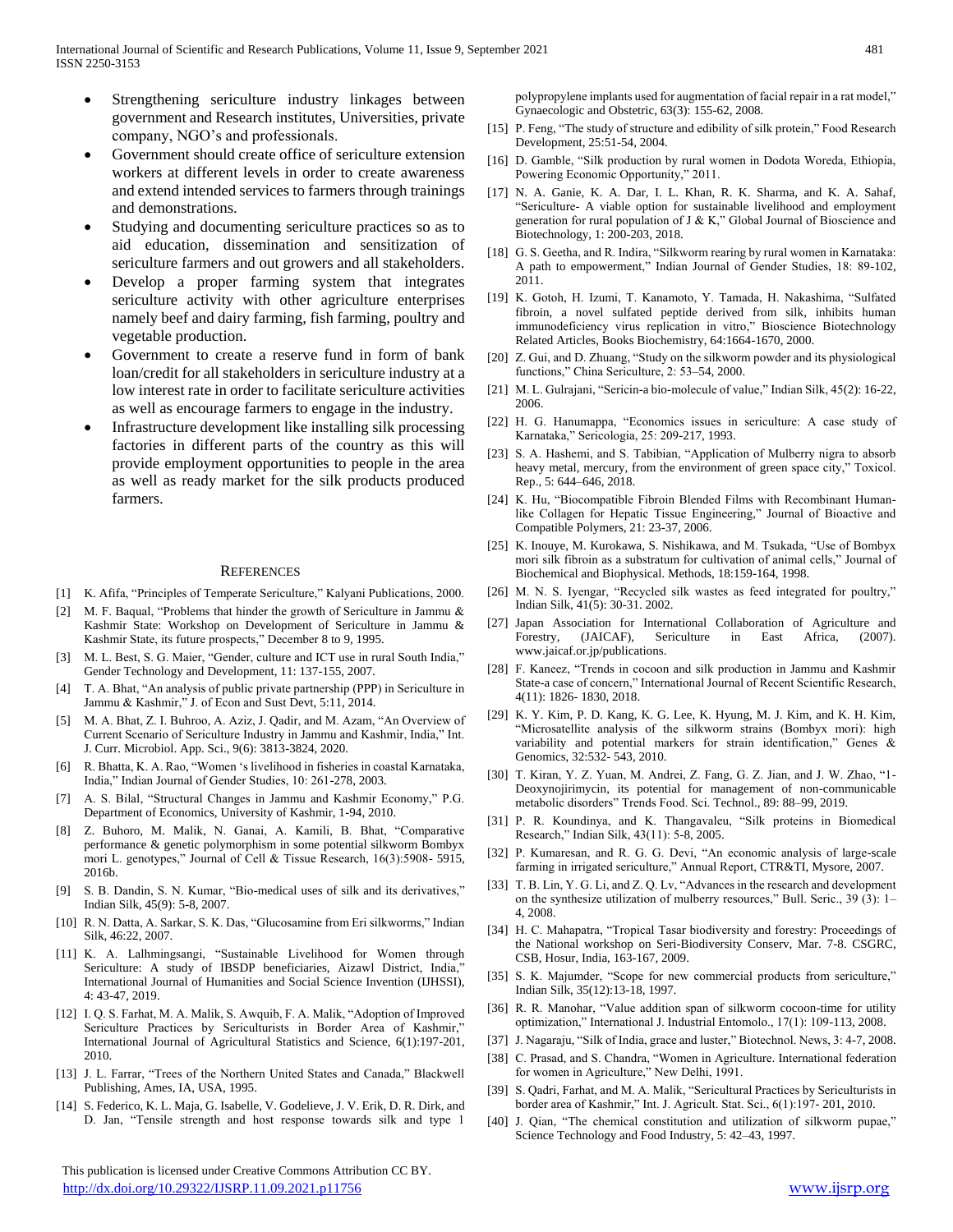- Strengthening sericulture industry linkages between government and Research institutes, Universities, private company, NGO's and professionals.
- Government should create office of sericulture extension workers at different levels in order to create awareness and extend intended services to farmers through trainings and demonstrations.
- Studying and documenting sericulture practices so as to aid education, dissemination and sensitization of sericulture farmers and out growers and all stakeholders.
- Develop a proper farming system that integrates sericulture activity with other agriculture enterprises namely beef and dairy farming, fish farming, poultry and vegetable production.
- Government to create a reserve fund in form of bank loan/credit for all stakeholders in sericulture industry at a low interest rate in order to facilitate sericulture activities as well as encourage farmers to engage in the industry.
- Infrastructure development like installing silk processing factories in different parts of the country as this will provide employment opportunities to people in the area as well as ready market for the silk products produced farmers.

## References

[1] K. Afifa, "Principles of Temperate Sericulture," Kalyani Publications, 2000.

[2] M. F. Baqual, "Problems that hinder the growth of Sericulture in Jammu & Kashmir State: Workshop on Development of Sericulture in Jammu & Kashmir State, its future prospects," December 8 to 9, 1995.

[3] M. L. Best, S. G. Maier, "Gender, culture and ICT use in rural South India," Gender Technology and Development, 11: 137-155, 2007.

[4] T. A. Bhat, "An analysis of public private partnership (PPP) in Sericulture in Jammu & Kashmir," J. of Econ and Sust Devt, 5:11, 2014.

[5] M. A. Bhat, Z. I. Buhroo, A. Aziz, J. Qadir, and M. Azam, "An Overview of Current Scenario of Sericulture Industry in Jammu and Kashmir, India," Int. J. Curr. Microbiol. App. Sci., 9(6): 3813-3824, 2020.

[6] R. Bhatta, K. A. Rao, "Women 's livelihood in fisheries in coastal Karnataka, India," Indian Journal of Gender Studies, 10: 261-278, 2003.

[7] A. S. Bilal, "Structural Changes in Jammu and Kashmir Economy," P.G. Department of Economics, University of Kashmir, 1-94, 2010.

[8] Z. Buhoro, M. Malik, N. Ganai, A. Kamili, B. Bhat, "Comparative performance & genetic polymorphism in some potential silkworm Bombyx mori L. genotypes," Journal of Cell & Tissue Research, 16(3):5908- 5915, 2016b.

[9] S. B. Dandin, S. N. Kumar, "Bio-medical uses of silk and its derivatives," Indian Silk, 45(9): 5-8, 2007.

[10] R. N. Datta, A. Sarkar, S. K. Das, "Glucosamine from Eri silkworms," Indian Silk, 46:22, 2007.

[11] K. A. Lalhmingsangi, "Sustainable Livelihood for Women through Sericulture: A study of IBSDP beneficiaries, Aizawl District, India," International Journal of Humanities and Social Science Invention (IJHSSI), 4: 43-47, 2019.

[12] I. Q. S. Farhat, M. A. Malik, S. Awquib, F. A. Malik, "Adoption of Improved Sericulture Practices by Sericulturists in Border Area of Kashmir," International Journal of Agricultural Statistics and Science, 6(1):197-201, 2010.

[13] J. L. Farrar, "Trees of the Northern United States and Canada," Blackwell Publishing, Ames, IA, USA, 1995.

[14] S. Federico, K. L. Maja, G. Isabelle, V. Godelieve, J. V. Erik, D. R. Dirk, and D. Jan, "Tensile strength and host response towards silk and type 1 polypropylene implants used for augmentation of facial repair in a rat model," Gynaecologic and Obstetric, 63(3): 155-62, 2008.

[15] P. Feng, "The study of structure and edibility of silk protein," Food Research Development, 25:51-54, 2004.

[16] D. Gamble, "Silk production by rural women in Dodota Woreda, Ethiopia, Powering Economic Opportunity," 2011.

[17] N. A. Ganie, K. A. Dar, I. L. Khan, R. K. Sharma, and K. A. Sahaf, "Sericulture- A viable option for sustainable livelihood and employment generation for rural population of J & K," Global Journal of Bioscience and Biotechnology, 1: 200-203, 2018.

[18] G. S. Geetha, and R. Indira, "Silkworm rearing by rural women in Karnataka: A path to empowerment," Indian Journal of Gender Studies, 18: 89-102, 2011.

[19] K. Gotoh, H. Izumi, T. Kanamoto, Y. Tamada, H. Nakashima, "Sulfated fibroin, a novel sulfated peptide derived from silk, inhibits human immunodeficiency virus replication in vitro," Bioscience Biotechnology Related Articles, Books Biochemistry, 64:1664-1670, 2000.

[20] Z. Gui, and D. Zhuang, "Study on the silkworm powder and its physiological functions," China Sericulture, 2: 53–54, 2000.

[21] M. L. Gulrajani, "Sericin-a bio-molecule of value," Indian Silk, 45(2): 16-22, 2006.

[22] H. G. Hanumappa, "Economics issues in sericulture: A case study of Karnataka," Sericologia, 25: 209-217, 1993.

[23] S. A. Hashemi, and S. Tabibian, "Application of Mulberry nigra to absorb heavy metal, mercury, from the environment of green space city," Toxicol. Rep., 5: 644–646, 2018.

[24] K. Hu, "Biocompatible Fibroin Blended Films with Recombinant Human-like Collagen for Hepatic Tissue Engineering," Journal of Bioactive and Compatible Polymers, 21: 23-37, 2006.

[25] K. Inouye, M. Kurokawa, S. Nishikawa, and M. Tsukada, "Use of Bombyx mori silk fibroin as a substratum for cultivation of animal cells," Journal of Biochemical and Biophysical. Methods, 18:159-164, 1998.

[26] M. N. S. Iyengar, "Recycled silk wastes as feed integrated for poultry," Indian Silk, 41(5): 30-31. 2002.

[27] Japan Association for International Collaboration of Agriculture and Forestry, (JAICAF), Sericulture in East Africa, (2007). www.jaicaf.or.jp/publications.

[28] F. Kaneez, "Trends in cocoon and silk production in Jammu and Kashmir State-a case of concern," International Journal of Recent Scientific Research, 4(11): 1826- 1830, 2018.

[29] K. Y. Kim, P. D. Kang, K. G. Lee, K. Hyung, M. J. Kim, and K. H. Kim, "Microsatellite analysis of the silkworm strains (Bombyx mori): high variability and potential markers for strain identification," Genes & Genomics, 32:532- 543, 2010.

[30] T. Kiran, Y. Z. Yuan, M. Andrei, Z. Fang, G. Z. Jian, and J. W. Zhao, "1-Deoxynojirimycin, its potential for management of non-communicable metabolic disorders" Trends Food. Sci. Technol., 89: 88–99, 2019.

[31] P. R. Koundinya, and K. Thangavaleu, "Silk proteins in Biomedical Research," Indian Silk, 43(11): 5-8, 2005.

[32] P. Kumaresan, and R. G. G. Devi, "An economic analysis of large-scale farming in irrigated sericulture," Annual Report, CTR&TI, Mysore, 2007.

[33] T. B. Lin, Y. G. Li, and Z. Q. Lv, "Advances in the research and development on the synthesize utilization of mulberry resources," Bull. Seric., 39 (3): 1–4, 2008.

[34] H. C. Mahapatra, "Tropical Tasar biodiversity and forestry: Proceedings of the National workshop on Seri-Biodiversity Conserv, Mar. 7-8. CSGRC, CSB, Hosur, India, 163-167, 2009.

[35] S. K. Majumder, "Scope for new commercial products from sericulture," Indian Silk, 35(12):13-18, 1997.

[36] R. R. Manohar, "Value addition span of silkworm cocoon-time for utility optimization," International J. Industrial Entomolo., 17(1): 109-113, 2008.

[37] J. Nagaraju, "Silk of India, grace and luster," Biotechnol. News, 3: 4-7, 2008.

[38] C. Prasad, and S. Chandra, "Women in Agriculture. International federation for women in Agriculture," New Delhi, 1991.

[39] S. Qadri, Farhat, and M. A. Malik, "Sericultural Practices by Sericulturists in border area of Kashmir," Int. J. Agricult. Stat. Sci., 6(1):197- 201, 2010.

[40] J. Qian, "The chemical constitution and utilization of silkworm pupae," Science Technology and Food Industry, 5: 42–43, 1997.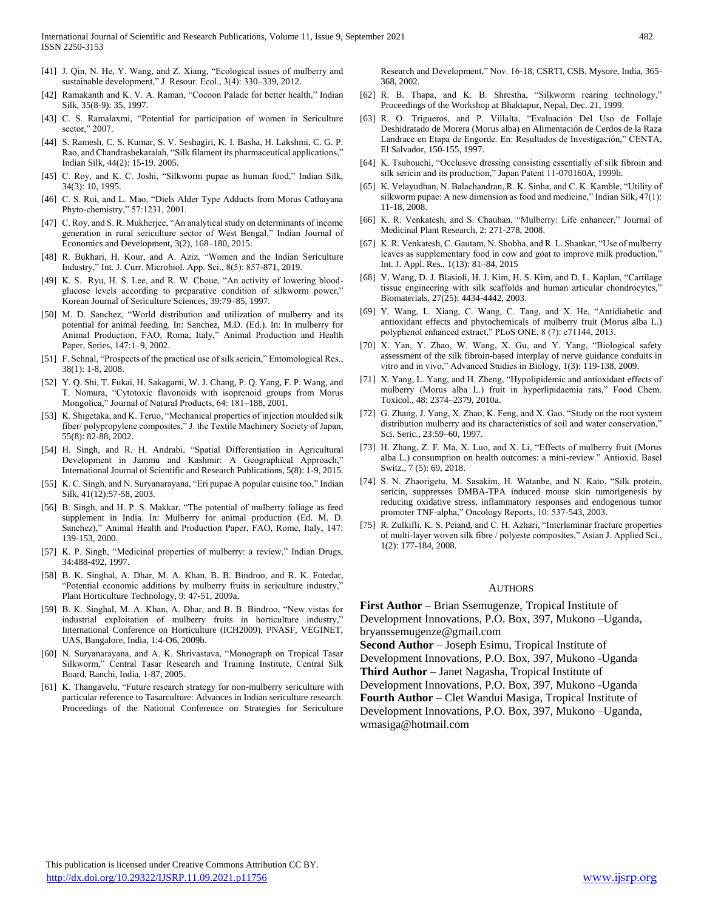[41] J. Qin, N. He, Y. Wang, and Z. Xiang, "Ecological issues of mulberry and sustainable development," J. Resour. Ecol., 3(4): 330–339, 2012.

[42] Ramakanth and K. V. A. Raman, "Cocoon Palade for better health," Indian Silk, 35(8-9): 35, 1997.

[43] C. S. Ramalaxmi, "Potential for participation of women in Sericulture sector," 2007.

[44] S. Ramesh, C. S. Kumar, S. V. Seshagiri, K. I. Basha, H. Lakshmi, C. G. P. Rao, and Chandrashekaraiah, "Silk filament its pharmaceutical applications," Indian Silk, 44(2): 15-19. 2005.

[45] C. Roy, and K. C. Joshi, "Silkworm pupae as human food," Indian Silk, 34(3): 10, 1995.

[46] C. S. Rui, and L. Mao, "Diels Alder Type Adducts from Morus Cathayana Phyto-chemistry," 57:1231, 2001.

[47] C. Roy, and S. R. Mukherjee, "An analytical study on determinants of income generation in rural sericulture sector of West Bengal," Indian Journal of Economics and Development, 3(2), 168–180, 2015.

[48] R. Bukhari, H. Kour, and A. Aziz, "Women and the Indian Sericulture Industry," Int. J. Curr. Microbiol. App. Sci., 8(5): 857-871, 2019.

[49] K. S. Ryu, H. S. Lee, and R. W. Choue, "An activity of lowering blood-glucose levels according to preparative condition of silkworm power," Korean Journal of Sericulture Sciences, 39:79–85, 1997.

[50] M. D. Sanchez, "World distribution and utilization of mulberry and its potential for animal feeding. In: Sanchez, M.D. (Ed.). In: In mulberry for Animal Production, FAO, Roma, Italy," Animal Production and Health Paper, Series, 147:1–9, 2002.

[51] F. Sehnal, "Prospects of the practical use of silk sericin," Entomological Res., 38(1): 1-8, 2008.

[52] Y. Q. Shi, T. Fukai, H. Sakagami, W. J. Chang, P. Q. Yang, F. P. Wang, and T. Nomura, "Cytotoxic flavonoids with isoprenoid groups from Morus Mongolica," Journal of Natural Products, 64: 181–188, 2001.

[53] K. Shigetaka, and K. Teruo, "Mechanical properties of injection moulded silk fiber/ polypropylene composites," J. the Textile Machinery Society of Japan, 55(8): 82-88, 2002.

[54] H. Singh, and R. H. Andrabi, "Spatial Differentiation in Agricultural Development in Jammu and Kashmir: A Geographical Approach," International Journal of Scientific and Research Publications, 5(8): 1-9, 2015.

[55] K. C. Singh, and N. Suryanarayana, "Eri pupae A popular cuisine too," Indian Silk, 41(12):57-58, 2003.

[56] B. Singh, and H. P. S. Makkar, "The potential of mulberry foliage as feed supplement in India. In: Mulberry for animal production (Ed. M. D. Sanchez)," Animal Health and Production Paper, FAO, Rome, Italy, 147: 139-153, 2000.

[57] K. P. Singh, "Medicinal properties of mulberry: a review," Indian Drugs, 34:488-492, 1997.

[58] B. K. Singhal, A. Dhar, M. A. Khan, B. B. Bindroo, and R. K. Fotedar, "Potential economic additions by mulberry fruits in sericulture industry," Plant Horticulture Technology, 9: 47-51, 2009a.

[59] B. K. Singhal, M. A. Khan, A. Dhar, and B. B. Bindroo, "New vistas for industrial exploitation of mulberry fruits in horticulture industry," International Conference on Horticulture (ICH2009), PNASF, VEGINET, UAS, Bangalore, India, 1:4-O6, 2009b.

[60] N. Suryanarayana, and A. K. Shrivastava, "Monograph on Tropical Tasar Silkworm," Central Tasar Research and Training Institute, Central Silk Board, Ranchi, India, 1-87, 2005.

[61] K. Thangavelu, "Future research strategy for non-mulberry sericulture with particular reference to Tasarculture: Advances in Indian sericulture research. Proceedings of the National Conference on Strategies for Sericulture Research and Development," Nov. 16-18, CSRTI, CSB, Mysore, India, 365-368, 2002.

[62] R. B. Thapa, and K. B. Shrestha, "Silkworm rearing technology," Proceedings of the Workshop at Bhaktapur, Nepal, Dec. 21, 1999.

[63] R. O. Trigueros, and P. Villalta, "Evaluación Del Uso de Follaje Deshidratado de Morera (Morus alba) en Alimentación de Cerdos de la Raza Landrace en Etapa de Engorde. En: Resultados de Investigación," CENTA, El Salvador, 150-155, 1997.

[64] K. Tsubouchi, "Occlusive dressing consisting essentially of silk fibroin and silk sericin and its production," Japan Patent 11-070160A, 1999b.

[65] K. Velayudhan, N. Balachandran, R. K. Sinha, and C. K. Kamble, "Utility of silkworm pupae: A new dimension as food and medicine," Indian Silk, 47(1): 11-18, 2008.

[66] K. R. Venkatesh, and S. Chauhan, "Mulberry: Life enhancer," Journal of Medicinal Plant Research, 2: 271-278, 2008.

[67] K. R. Venkatesh, C. Gautam, N. Shobha, and R. L. Shankar, "Use of mulberry leaves as supplementary food in cow and goat to improve milk production," Int. J. Appl. Res., 1(13): 81–84, 2015

[68] Y. Wang, D. J. Blasioli, H. J. Kim, H. S. Kim, and D. L. Kaplan, "Cartilage tissue engineering with silk scaffolds and human articular chondrocytes," Biomaterials, 27(25): 4434-4442, 2003.

[69] Y. Wang, L. Xiang, C. Wang, C. Tang, and X. He, "Antidiabetic and antioxidant effects and phytochemicals of mulberry fruit (Morus alba L.) polyphenol enhanced extract," PLoS ONE, 8 (7): e71144, 2013.

[70] X. Yan, Y. Zhao, W. Wang, X. Gu, and Y. Yang, "Biological safety assessment of the silk fibroin-based interplay of nerve guidance conduits in vitro and in vivo," Advanced Studies in Biology, 1(3): 119-138, 2009.

[71] X. Yang, L. Yang, and H. Zheng, "Hypolipidemic and antioxidant effects of mulberry (Morus alba L.) fruit in hyperlipidaemia rats," Food Chem. Toxicol., 48: 2374–2379, 2010a.

[72] G. Zhang, J. Yang, X. Zhao, K. Feng, and X. Gao, "Study on the root system distribution mulberry and its characteristics of soil and water conservation," Sci. Seric., 23:59–60, 1997.

[73] H. Zhang, Z. F. Ma, X. Luo, and X. Li, "Effects of mulberry fruit (Morus alba L.) consumption on health outcomes: a mini-review." Antioxid. Basel Switz., 7 (5): 69, 2018.

[74] S. N. Zhaorigetu, M. Sasakim, H. Watanbe, and N. Kato, "Silk protein, sericin, suppresses DMBA-TPA induced mouse skin tumorigenesis by reducing oxidative stress, inflammatory responses and endogenous tumor promoter TNF-alpha," Oncology Reports, 10: 537-543, 2003.

[75] R. Zulkifli, K. S. Peiand, and C. H. Azhari, "Interlaminar fracture properties of multi-layer woven silk fibre / polyeste composites," Asian J. Applied Sci., 1(2): 177-184, 2008.

## AUTHORS

**First Author** – Brian Ssemugenze, Tropical Institute of Development Innovations, P.O. Box, 397, Mukono –Uganda, bryanssemugenze@gmail.com

**Second Author** – Joseph Esimu, Tropical Institute of Development Innovations, P.O. Box, 397, Mukono -Uganda

**Third Author** – Janet Nagasha, Tropical Institute of Development Innovations, P.O. Box, 397, Mukono -Uganda

**Fourth Author** – Clet Wandui Masiga, Tropical Institute of Development Innovations, P.O. Box, 397, Mukono –Uganda, wmasiga@hotmail.com

This publication is licensed under Creative Commons Attribution CC BY.
http://dx.doi.org/10.29322/IJSRP.11.09.2021.p11756